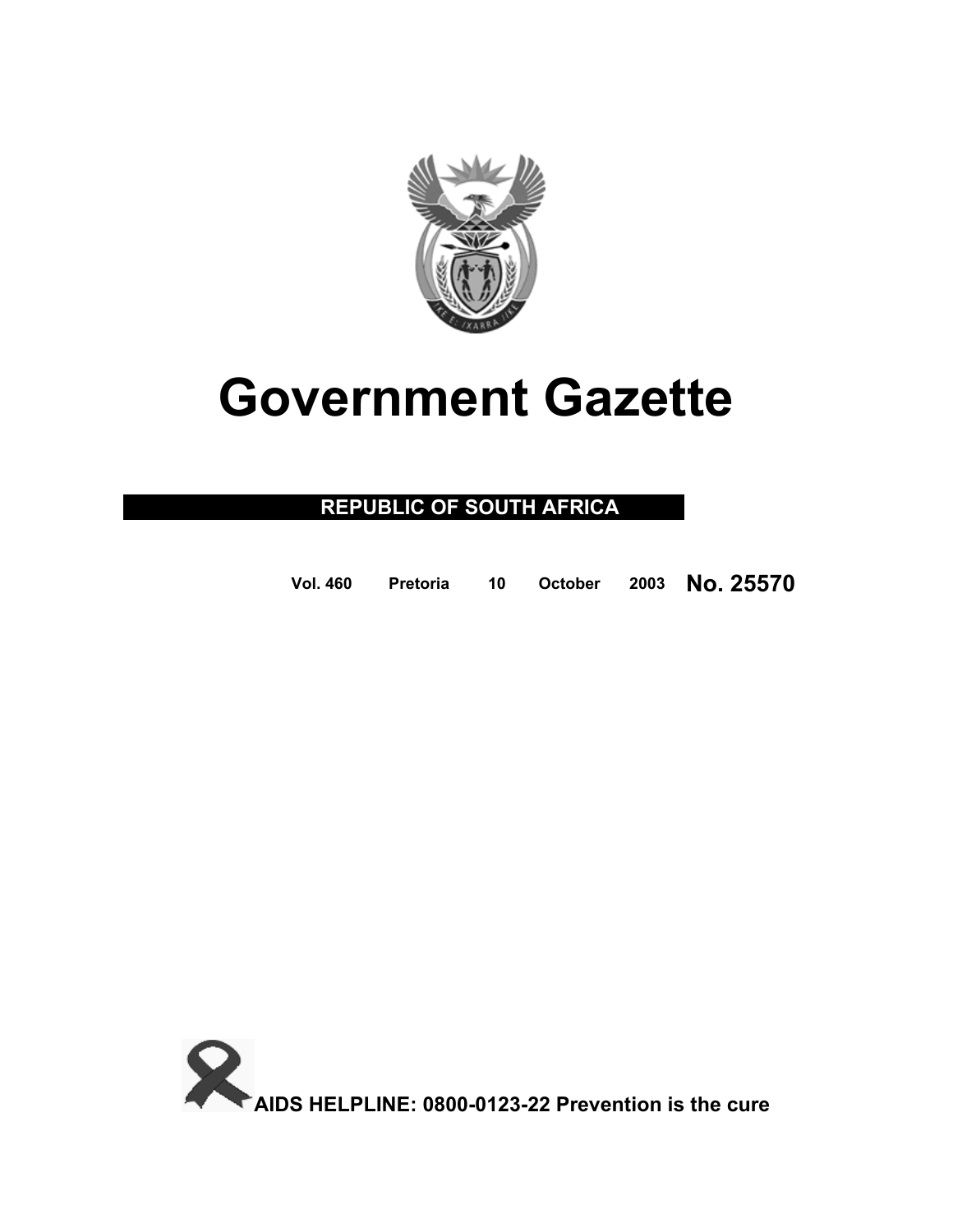# Government Gazette

**REPUBLIC OF SOUTH AFRICA**

**Vol. 460 Pretoria 10 October 2003 No. 25570**

**AIDS HELPLINE: 0800-0123-22 Prevention is the cure**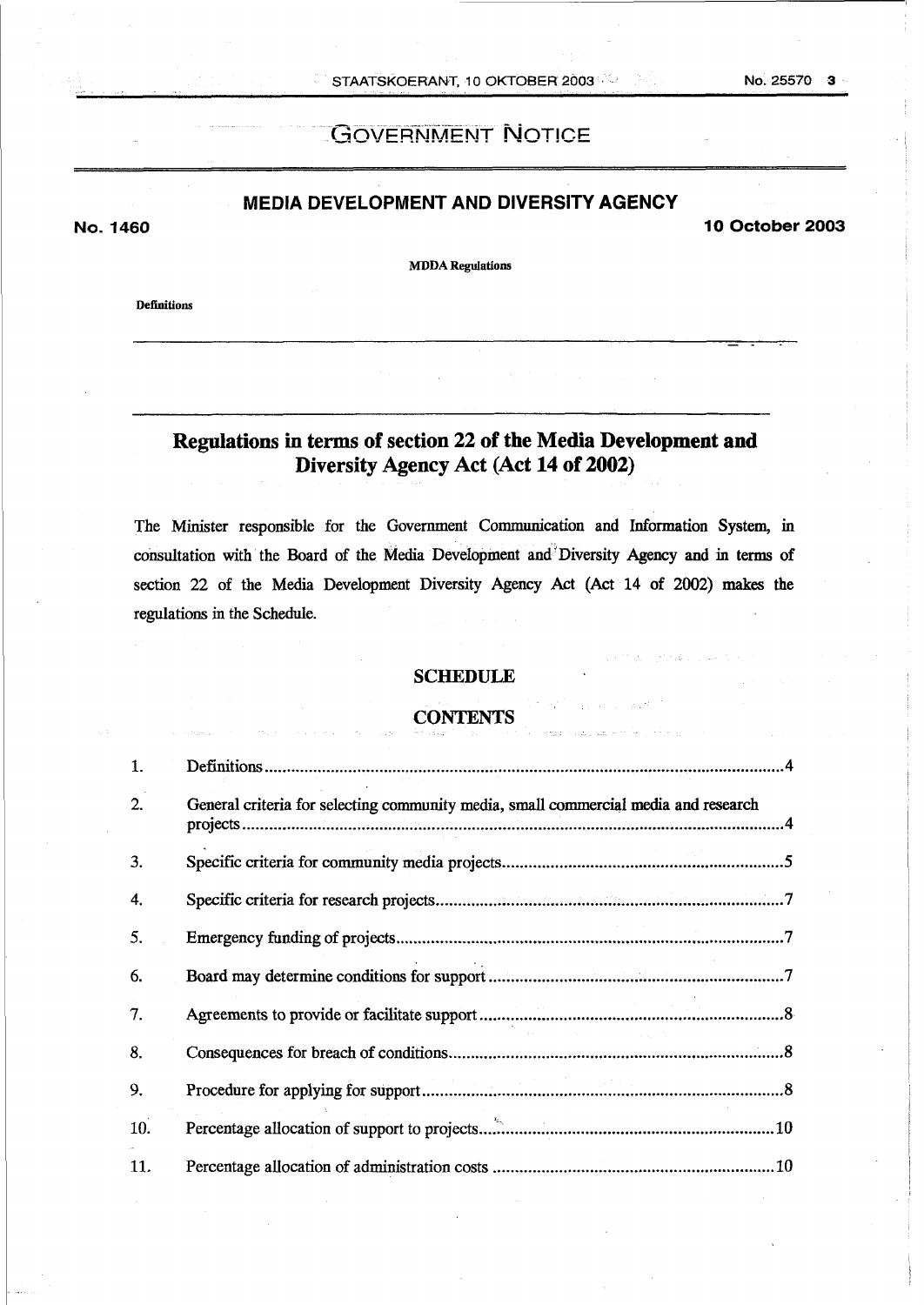# GOVERNMENT NOTICE

## MEDIA DEVELOPMENT AND DIVERSITY AGENCY

**No. 1460** **10 October 2003**

**MDDA Regulations**

**Definitions**

## Regulations in terms of section 22 of the Media Development and Diversity Agency Act (Act 14 of 2002)

The Minister responsible for the Government Communication and Information System, in consultation with the Board of the Media Development and Diversity Agency and in terms of section 22 of the Media Development Diversity Agency Act (Act 14 of 2002) makes the regulations in the Schedule.

### SCHEDULE

### CONTENTS

| | | |
|---|---|---|
| 1. | Definitions | 4 |
| 2. | General criteria for selecting community media, small commercial media and research projects | 4 |
| 3. | Specific criteria for community media projects | 5 |
| 4. | Specific criteria for research projects | 7 |
| 5. | Emergency funding of projects | 7 |
| 6. | Board may determine conditions for support | 7 |
| 7. | Agreements to provide or facilitate support | 8 |
| 8. | Consequences for breach of conditions | 8 |
| 9. | Procedure for applying for support | 8 |
| 10. | Percentage allocation of support to projects | 10 |
| 11. | Percentage allocation of administration costs | 10 |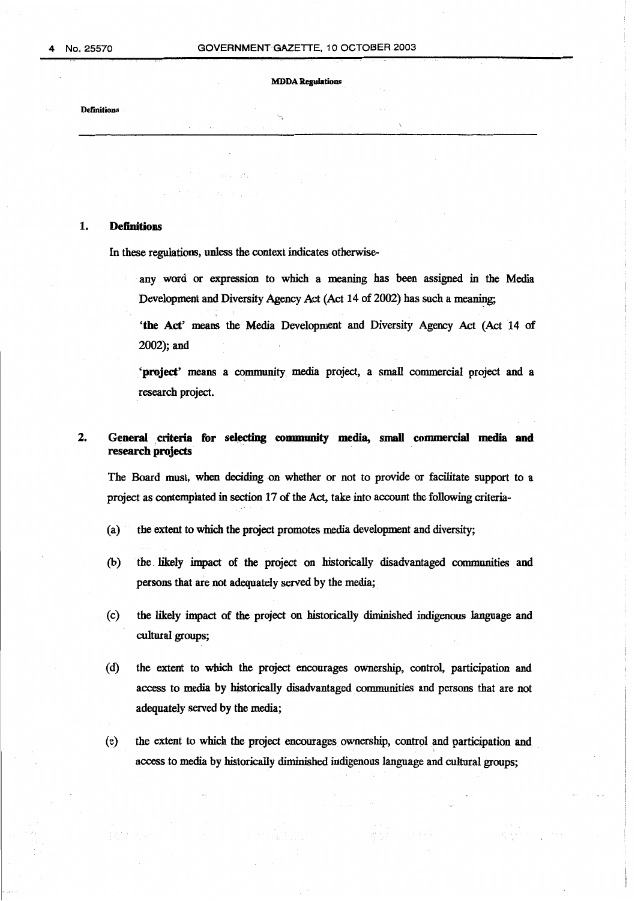## 1. Definitions

In these regulations, unless the context indicates otherwise-

any word or expression to which a meaning has been assigned in the Media Development and Diversity Agency Act (Act 14 of 2002) has such a meaning;

**'the Act'** means the Media Development and Diversity Agency Act (Act 14 of 2002); and

**'project'** means a community media project, a small commercial project and a research project.

## 2. General criteria for selecting community media, small commercial media and research projects

The Board must, when deciding on whether or not to provide or facilitate support to a project as contemplated in section 17 of the Act, take into account the following criteria-

(a) the extent to which the project promotes media development and diversity;

(b) the likely impact of the project on historically disadvantaged communities and persons that are not adequately served by the media;

(c) the likely impact of the project on historically diminished indigenous language and cultural groups;

(d) the extent to which the project encourages ownership, control, participation and access to media by historically disadvantaged communities and persons that are not adequately served by the media;

(e) the extent to which the project encourages ownership, control and participation and access to media by historically diminished indigenous language and cultural groups;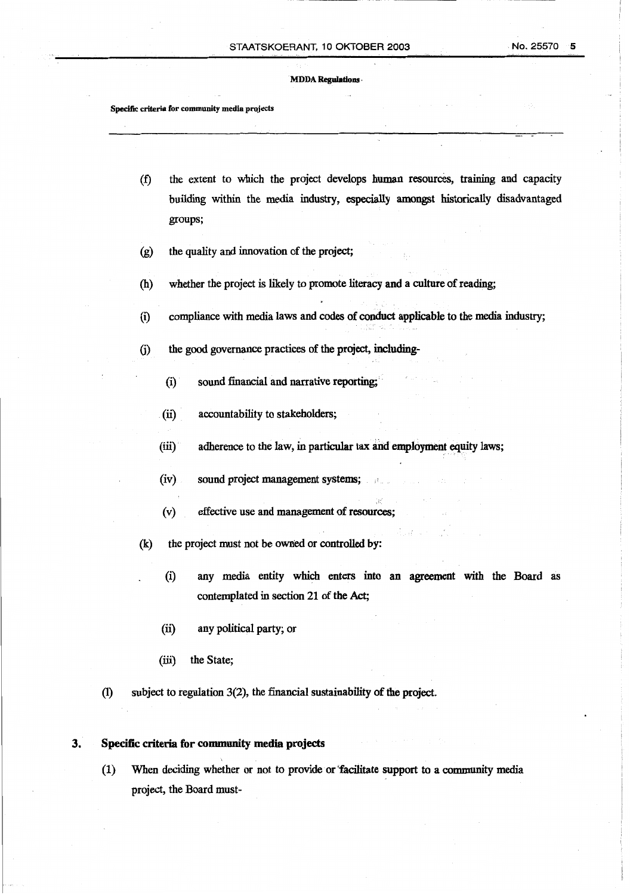(f) the extent to which the project develops human resources, training and capacity building within the media industry, especially amongst historically disadvantaged groups;

(g) the quality and innovation of the project;

(h) whether the project is likely to promote literacy and a culture of reading;

(i) compliance with media laws and codes of conduct applicable to the media industry;

(j) the good governance practices of the project, including-

 (i) sound financial and narrative reporting;

 (ii) accountability to stakeholders;

 (iii) adherence to the law, in particular tax and employment equity laws;

 (iv) sound project management systems;

 (v) effective use and management of resources;

(k) the project must not be owned or controlled by:

 (i) any media entity which enters into an agreement with the Board as contemplated in section 21 of the Act;

 (ii) any political party; or

 (iii) the State;

(l) subject to regulation 3(2), the financial sustainability of the project.

## 3. Specific criteria for community media projects

(1) When deciding whether or not to provide or facilitate support to a community media project, the Board must-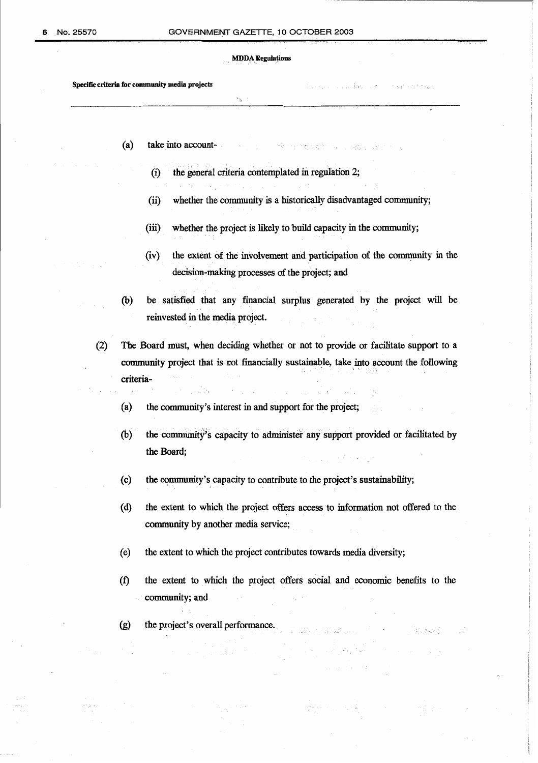MDDA Regulations

**Specific criteria for community media projects**

(a) take into account-

(i) the general criteria contemplated in regulation 2;

(ii) whether the community is a historically disadvantaged community;

(iii) whether the project is likely to build capacity in the community;

(iv) the extent of the involvement and participation of the community in the decision-making processes of the project; and

(b) be satisfied that any financial surplus generated by the project will be reinvested in the media project.

(2) The Board must, when deciding whether or not to provide or facilitate support to a community project that is not financially sustainable, take into account the following criteria-

(a) the community's interest in and support for the project;

(b) the community's capacity to administer any support provided or facilitated by the Board;

(c) the community's capacity to contribute to the project's sustainability;

(d) the extent to which the project offers access to information not offered to the community by another media service;

(e) the extent to which the project contributes towards media diversity;

(f) the extent to which the project offers social and economic benefits to the community; and

(g) the project's overall performance.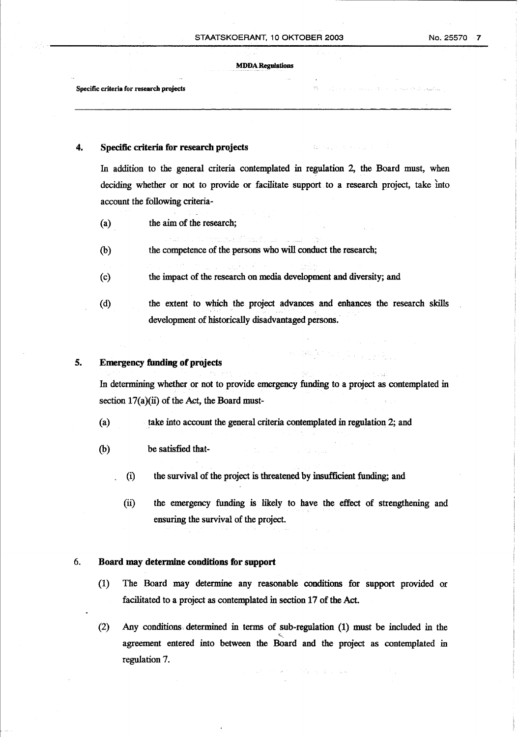## 4. Specific criteria for research projects

In addition to the general criteria contemplated in regulation 2, the Board must, when deciding whether or not to provide or facilitate support to a research project, take into account the following criteria-

(a) the aim of the research;

(b) the competence of the persons who will conduct the research;

(c) the impact of the research on media development and diversity; and

(d) the extent to which the project advances and enhances the research skills development of historically disadvantaged persons.

## 5. Emergency funding of projects

In determining whether or not to provide emergency funding to a project as contemplated in section 17(a)(ii) of the Act, the Board must-

(a) take into account the general criteria contemplated in regulation 2; and

(b) be satisfied that-

(i) the survival of the project is threatened by insufficient funding; and

(ii) the emergency funding is likely to have the effect of strengthening and ensuring the survival of the project.

## 6. Board may determine conditions for support

(1) The Board may determine any reasonable conditions for support provided or facilitated to a project as contemplated in section 17 of the Act.

(2) Any conditions determined in terms of sub-regulation (1) must be included in the agreement entered into between the Board and the project as contemplated in regulation 7.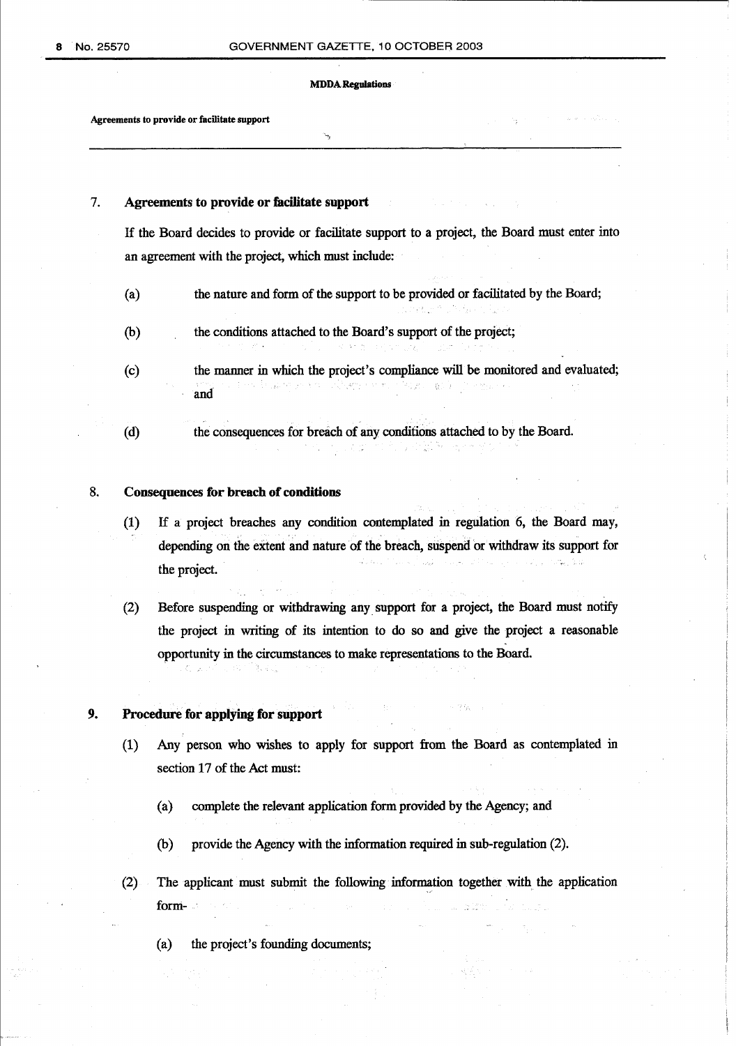## 7. Agreements to provide or facilitate support

If the Board decides to provide or facilitate support to a project, the Board must enter into an agreement with the project, which must include:

(a) the nature and form of the support to be provided or facilitated by the Board;

(b) the conditions attached to the Board's support of the project;

(c) the manner in which the project's compliance will be monitored and evaluated; and

(d) the consequences for breach of any conditions attached to by the Board.

## 8. Consequences for breach of conditions

(1) If a project breaches any condition contemplated in regulation 6, the Board may, depending on the extent and nature of the breach, suspend or withdraw its support for the project.

(2) Before suspending or withdrawing any support for a project, the Board must notify the project in writing of its intention to do so and give the project a reasonable opportunity in the circumstances to make representations to the Board.

## 9. Procedure for applying for support

(1) Any person who wishes to apply for support from the Board as contemplated in section 17 of the Act must:

(a) complete the relevant application form provided by the Agency; and

(b) provide the Agency with the information required in sub-regulation (2).

(2) The applicant must submit the following information together with the application form-

(a) the project's founding documents;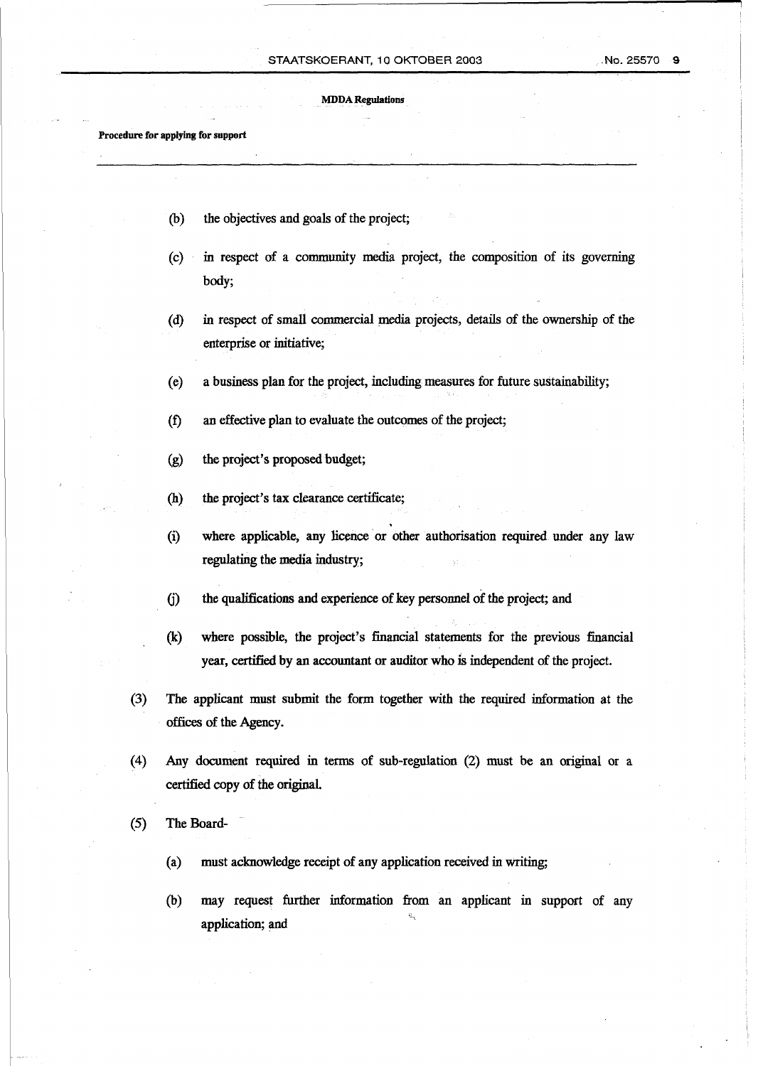- (b) the objectives and goals of the project;
- (c) in respect of a community media project, the composition of its governing body;
- (d) in respect of small commercial media projects, details of the ownership of the enterprise or initiative;
- (e) a business plan for the project, including measures for future sustainability;
- (f) an effective plan to evaluate the outcomes of the project;
- (g) the project's proposed budget;
- (h) the project's tax clearance certificate;
- (i) where applicable, any licence or other authorisation required under any law regulating the media industry;
- (j) the qualifications and experience of key personnel of the project; and
- (k) where possible, the project's financial statements for the previous financial year, certified by an accountant or auditor who is independent of the project.

(3) The applicant must submit the form together with the required information at the offices of the Agency.

(4) Any document required in terms of sub-regulation (2) must be an original or a certified copy of the original.

(5) The Board-

- (a) must acknowledge receipt of any application received in writing;
- (b) may request further information from an applicant in support of any application; and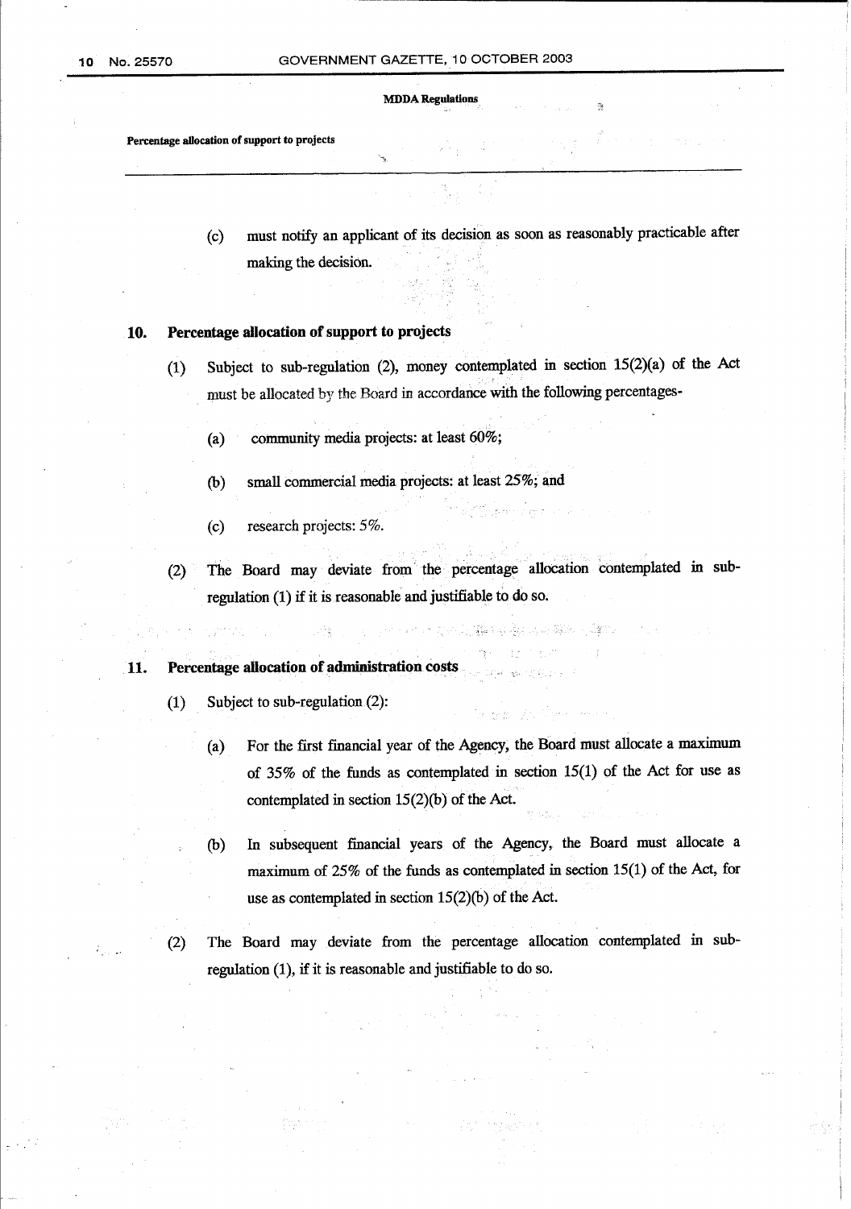(c) must notify an applicant of its decision as soon as reasonably practicable after making the decision.

## 10. Percentage allocation of support to projects

(1) Subject to sub-regulation (2), money contemplated in section 15(2)(a) of the Act must be allocated by the Board in accordance with the following percentages-

(a) community media projects: at least 60%;

(b) small commercial media projects: at least 25%; and

(c) research projects: 5%.

(2) The Board may deviate from the percentage allocation contemplated in sub-regulation (1) if it is reasonable and justifiable to do so.

## 11. Percentage allocation of administration costs

(1) Subject to sub-regulation (2):

(a) For the first financial year of the Agency, the Board must allocate a maximum of 35% of the funds as contemplated in section 15(1) of the Act for use as contemplated in section 15(2)(b) of the Act.

(b) In subsequent financial years of the Agency, the Board must allocate a maximum of 25% of the funds as contemplated in section 15(1) of the Act, for use as contemplated in section 15(2)(b) of the Act.

(2) The Board may deviate from the percentage allocation contemplated in sub-regulation (1), if it is reasonable and justifiable to do so.